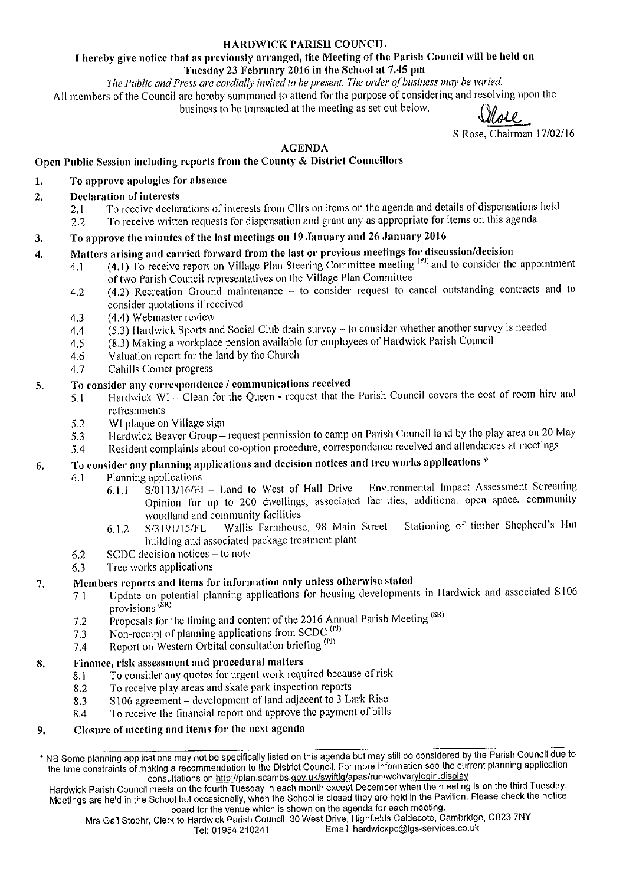# HARDWICK PARISH COUNCIL

**I hereby give notice that as previously arranged, the Meeting of the Parish Council will be held on Tuesday 23 February 2016 in the School at 7.45 pm**

*The Public and Press are cordially invited to be present. The order of business may be varied.*

All members of the Council are hereby summoned to attend for the purpose of considering and resolving upon the business to be transacted at the meeting as set out below.

S Rose, Chairman 17/02/16

## AGENDA

**Open Public Session including reports from the County & District Councillors**

1. **To approve apologies for absence**
2. **Declaration of interests**
   - 2.1 To receive declarations of interests from Cllrs on items on the agenda and details of dispensations held
   - 2.2 To receive written requests for dispensation and grant any as appropriate for items on this agenda
3. **To approve the minutes of the last meetings on 19 January and 26 January 2016**
4. **Matters arising and carried forward from the last or previous meetings for discussion/decision**
   - 4.1 (4.1) To receive report on Village Plan Steering Committee meeting (PJ) and to consider the appointment of two Parish Council representatives on the Village Plan Committee
   - 4.2 (4.2) Recreation Ground maintenance – to consider request to cancel outstanding contracts and to consider quotations if received
   - 4.3 (4.4) Webmaster review
   - 4.4 (5.3) Hardwick Sports and Social Club drain survey – to consider whether another survey is needed
   - 4.5 (8.3) Making a workplace pension available for employees of Hardwick Parish Council
   - 4.6 Valuation report for the land by the Church
   - 4.7 Cahills Corner progress
5. **To consider any correspondence / communications received**
   - 5.1 Hardwick WI – Clean for the Queen - request that the Parish Council covers the cost of room hire and refreshments
   - 5.2 WI plaque on Village sign
   - 5.3 Hardwick Beaver Group – request permission to camp on Parish Council land by the play area on 20 May
   - 5.4 Resident complaints about co-option procedure, correspondence received and attendances at meetings
6. **To consider any planning applications and decision notices and tree works applications ***
   - 6.1 Planning applications
     - 6.1.1 S/0113/16/EI – Land to West of Hall Drive – Environmental Impact Assessment Screening Opinion for up to 200 dwellings, associated facilities, additional open space, community woodland and community facilities
     - 6.1.2 S/3191/15/FL – Wallis Farmhouse, 98 Main Street – Stationing of timber Shepherd's Hut building and associated package treatment plant
   - 6.2 SCDC decision notices – to note
   - 6.3 Tree works applications
7. **Members reports and items for information only unless otherwise stated**
   - 7.1 Update on potential planning applications for housing developments in Hardwick and associated S106 provisions (SR)
   - 7.2 Proposals for the timing and content of the 2016 Annual Parish Meeting (SR)
   - 7.3 Non-receipt of planning applications from SCDC (PJ)
   - 7.4 Report on Western Orbital consultation briefing (PJ)
8. **Finance, risk assessment and procedural matters**
   - 8.1 To consider any quotes for urgent work required because of risk
   - 8.2 To receive play areas and skate park inspection reports
   - 8.3 S106 agreement – development of land adjacent to 3 Lark Rise
   - 8.4 To receive the financial report and approve the payment of bills
9. **Closure of meeting and items for the next agenda**

---

* NB Some planning applications may not be specifically listed on this agenda but may still be considered by the Parish Council due to the time constraints of making a recommendation to the District Council. For more information see the current planning application consultations on http://plan.scambs.gov.uk/swiftlg/apas/run/wchvarylogin.display

Hardwick Parish Council meets on the fourth Tuesday in each month except December when the meeting is on the third Tuesday. Meetings are held in the School but occasionally, when the School is closed they are held in the Pavilion. Please check the notice board for the venue which is shown on the agenda for each meeting.

Mrs Gail Stoehr, Clerk to Hardwick Parish Council, 30 West Drive, Highfields Caldecote, Cambridge, CB23 7NY
Tel: 01954 210241 Email: hardwickpc@lgs-services.co.uk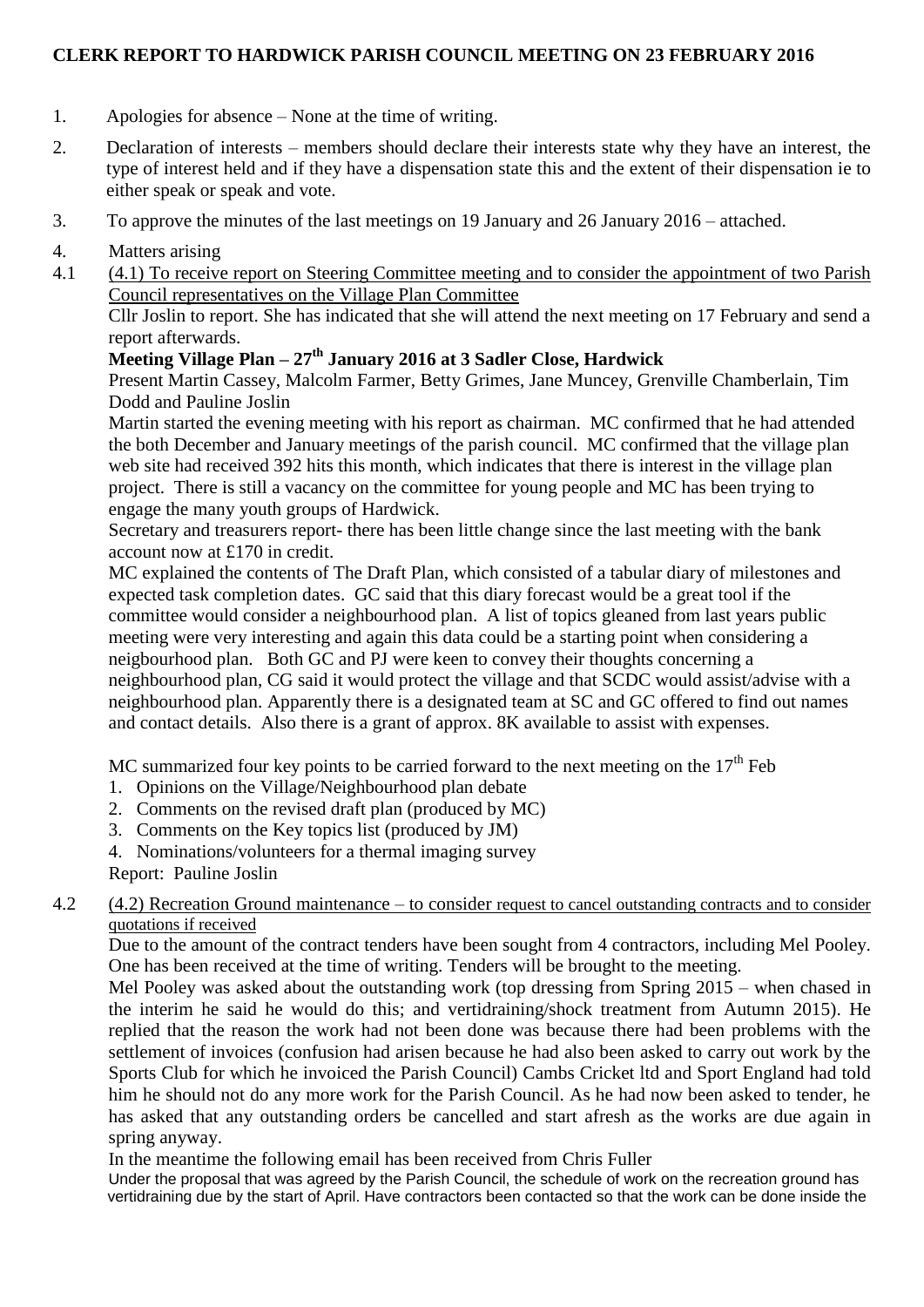# CLERK REPORT TO HARDWICK PARISH COUNCIL MEETING ON 23 FEBRUARY 2016

1. Apologies for absence – None at the time of writing.

2. Declaration of interests – members should declare their interests state why they have an interest, the type of interest held and if they have a dispensation state this and the extent of their dispensation ie to either speak or speak and vote.

3. To approve the minutes of the last meetings on 19 January and 26 January 2016 – attached.

4. Matters arising

4.1 (4.1) To receive report on Steering Committee meeting and to consider the appointment of two Parish Council representatives on the Village Plan Committee

Cllr Joslin to report. She has indicated that she will attend the next meeting on 17 February and send a report afterwards.

**Meeting Village Plan – 27th January 2016 at 3 Sadler Close, Hardwick**

Present Martin Cassey, Malcolm Farmer, Betty Grimes, Jane Muncey, Grenville Chamberlain, Tim Dodd and Pauline Joslin

Martin started the evening meeting with his report as chairman. MC confirmed that he had attended the both December and January meetings of the parish council. MC confirmed that the village plan web site had received 392 hits this month, which indicates that there is interest in the village plan project. There is still a vacancy on the committee for young people and MC has been trying to engage the many youth groups of Hardwick.

Secretary and treasurers report- there has been little change since the last meeting with the bank account now at £170 in credit.

MC explained the contents of The Draft Plan, which consisted of a tabular diary of milestones and expected task completion dates. GC said that this diary forecast would be a great tool if the committee would consider a neighbourhood plan. A list of topics gleaned from last years public meeting were very interesting and again this data could be a starting point when considering a neigbourhood plan. Both GC and PJ were keen to convey their thoughts concerning a neighbourhood plan, CG said it would protect the village and that SCDC would assist/advise with a neighbourhood plan. Apparently there is a designated team at SC and GC offered to find out names and contact details. Also there is a grant of approx. 8K available to assist with expenses.

MC summarized four key points to be carried forward to the next meeting on the 17th Feb

1. Opinions on the Village/Neighbourhood plan debate
2. Comments on the revised draft plan (produced by MC)
3. Comments on the Key topics list (produced by JM)
4. Nominations/volunteers for a thermal imaging survey

Report: Pauline Joslin

4.2 (4.2) Recreation Ground maintenance – to consider request to cancel outstanding contracts and to consider quotations if received

Due to the amount of the contract tenders have been sought from 4 contractors, including Mel Pooley. One has been received at the time of writing. Tenders will be brought to the meeting.

Mel Pooley was asked about the outstanding work (top dressing from Spring 2015 – when chased in the interim he said he would do this; and vertidraining/shock treatment from Autumn 2015). He replied that the reason the work had not been done was because there had been problems with the settlement of invoices (confusion had arisen because he had also been asked to carry out work by the Sports Club for which he invoiced the Parish Council) Cambs Cricket ltd and Sport England had told him he should not do any more work for the Parish Council. As he had now been asked to tender, he has asked that any outstanding orders be cancelled and start afresh as the works are due again in spring anyway.

In the meantime the following email has been received from Chris Fuller

Under the proposal that was agreed by the Parish Council, the schedule of work on the recreation ground has vertidraining due by the start of April. Have contractors been contacted so that the work can be done inside the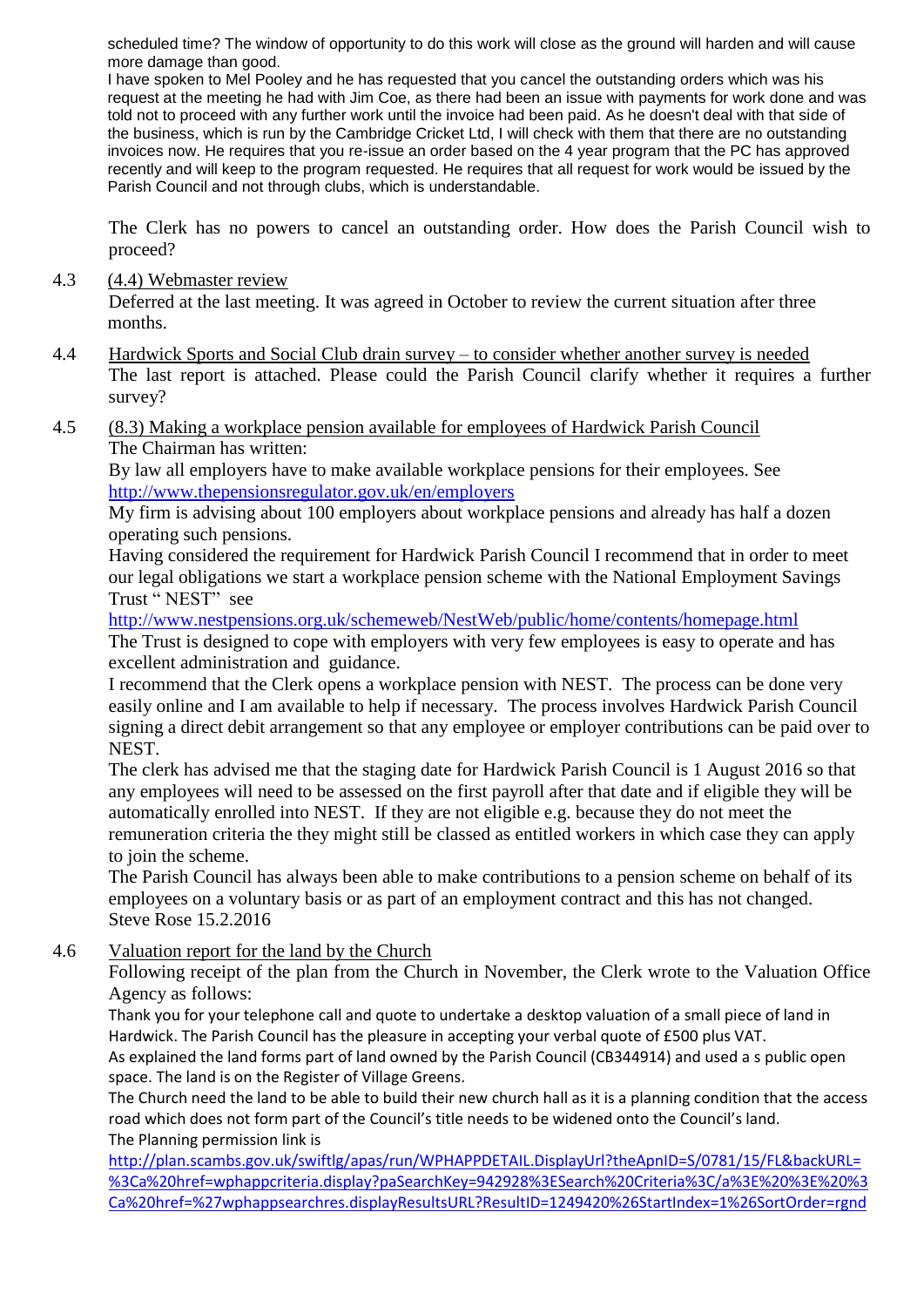scheduled time? The window of opportunity to do this work will close as the ground will harden and will cause more damage than good.

I have spoken to Mel Pooley and he has requested that you cancel the outstanding orders which was his request at the meeting he had with Jim Coe, as there had been an issue with payments for work done and was told not to proceed with any further work until the invoice had been paid. As he doesn't deal with that side of the business, which is run by the Cambridge Cricket Ltd, I will check with them that there are no outstanding invoices now. He requires that you re-issue an order based on the 4 year program that the PC has approved recently and will keep to the program requested. He requires that all request for work would be issued by the Parish Council and not through clubs, which is understandable.

The Clerk has no powers to cancel an outstanding order. How does the Parish Council wish to proceed?

4.3 (4.4) Webmaster review

Deferred at the last meeting. It was agreed in October to review the current situation after three months.

4.4 Hardwick Sports and Social Club drain survey – to consider whether another survey is needed

The last report is attached. Please could the Parish Council clarify whether it requires a further survey?

4.5 (8.3) Making a workplace pension available for employees of Hardwick Parish Council

The Chairman has written:

By law all employers have to make available workplace pensions for their employees. See http://www.thepensionsregulator.gov.uk/en/employers

My firm is advising about 100 employers about workplace pensions and already has half a dozen operating such pensions.

Having considered the requirement for Hardwick Parish Council I recommend that in order to meet our legal obligations we start a workplace pension scheme with the National Employment Savings Trust " NEST" see

http://www.nestpensions.org.uk/schemeweb/NestWeb/public/home/contents/homepage.html

The Trust is designed to cope with employers with very few employees is easy to operate and has excellent administration and guidance.

I recommend that the Clerk opens a workplace pension with NEST. The process can be done very easily online and I am available to help if necessary. The process involves Hardwick Parish Council signing a direct debit arrangement so that any employee or employer contributions can be paid over to NEST.

The clerk has advised me that the staging date for Hardwick Parish Council is 1 August 2016 so that any employees will need to be assessed on the first payroll after that date and if eligible they will be automatically enrolled into NEST. If they are not eligible e.g. because they do not meet the remuneration criteria the they might still be classed as entitled workers in which case they can apply to join the scheme.

The Parish Council has always been able to make contributions to a pension scheme on behalf of its employees on a voluntary basis or as part of an employment contract and this has not changed.

Steve Rose 15.2.2016

4.6 Valuation report for the land by the Church

Following receipt of the plan from the Church in November, the Clerk wrote to the Valuation Office Agency as follows:

Thank you for your telephone call and quote to undertake a desktop valuation of a small piece of land in Hardwick. The Parish Council has the pleasure in accepting your verbal quote of £500 plus VAT.

As explained the land forms part of land owned by the Parish Council (CB344914) and used a s public open space. The land is on the Register of Village Greens.

The Church need the land to be able to build their new church hall as it is a planning condition that the access road which does not form part of the Council's title needs to be widened onto the Council's land.

The Planning permission link is

http://plan.scambs.gov.uk/swiftlg/apas/run/WPHAPPDETAIL.DisplayUrl?theApnID=S/0781/15/FL&backURL=%3Ca%20href=wphappcriteria.display?paSearchKey=942928%3ESearch%20Criteria%3C/a%3E%20%3E%20%3Ca%20href=%27wphappsearchres.displayResultsURL?ResultID=1249420%26StartIndex=1%26SortOrder=rgnd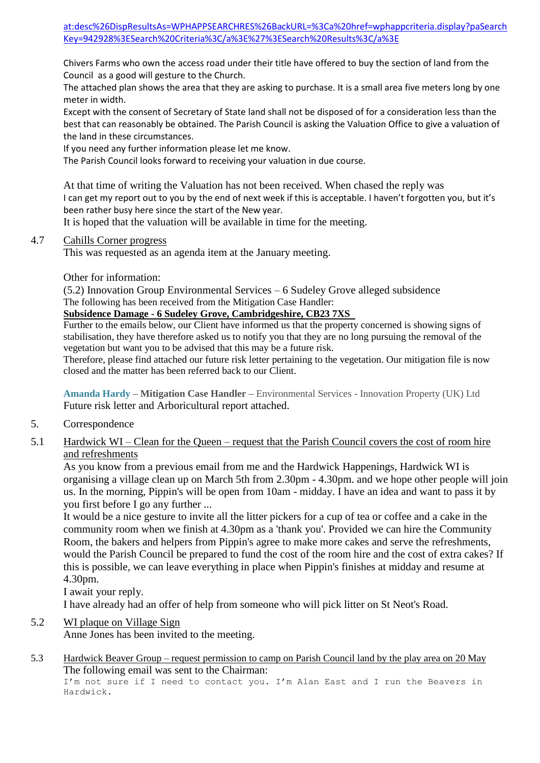at:desc%26DispResultsAs=WPHAPPSEARCHRES%26BackURL=%3Ca%20href=wphappcriteria.display?paSearchKey=942928%3ESearch%20Criteria%3C/a%3E%27%3ESearch%20Results%3C/a%3E

Chivers Farms who own the access road under their title have offered to buy the section of land from the Council as a good will gesture to the Church.
The attached plan shows the area that they are asking to purchase. It is a small area five meters long by one meter in width.
Except with the consent of Secretary of State land shall not be disposed of for a consideration less than the best that can reasonably be obtained. The Parish Council is asking the Valuation Office to give a valuation of the land in these circumstances.
If you need any further information please let me know.
The Parish Council looks forward to receiving your valuation in due course.

At that time of writing the Valuation has not been received. When chased the reply was
I can get my report out to you by the end of next week if this is acceptable. I haven't forgotten you, but it's been rather busy here since the start of the New year.
It is hoped that the valuation will be available in time for the meeting.

4.7 Cahills Corner progress

This was requested as an agenda item at the January meeting.

Other for information:

(5.2) Innovation Group Environmental Services – 6 Sudeley Grove alleged subsidence
The following has been received from the Mitigation Case Handler:

**Subsidence Damage - 6 Sudeley Grove, Cambridgeshire, CB23 7XS**

Further to the emails below, our Client have informed us that the property concerned is showing signs of stabilisation, they have therefore asked us to notify you that they are no long pursuing the removal of the vegetation but want you to be advised that this may be a future risk.
Therefore, please find attached our future risk letter pertaining to the vegetation. Our mitigation file is now closed and the matter has been referred back to our Client.

**Amanda Hardy** – **Mitigation Case Handler** – Environmental Services - Innovation Property (UK) Ltd
Future risk letter and Arboricultural report attached.

5. Correspondence

5.1 Hardwick WI – Clean for the Queen – request that the Parish Council covers the cost of room hire and refreshments

As you know from a previous email from me and the Hardwick Happenings, Hardwick WI is organising a village clean up on March 5th from 2.30pm - 4.30pm. and we hope other people will join us. In the morning, Pippin's will be open from 10am - midday. I have an idea and want to pass it by you first before I go any further ...
It would be a nice gesture to invite all the litter pickers for a cup of tea or coffee and a cake in the community room when we finish at 4.30pm as a 'thank you'. Provided we can hire the Community Room, the bakers and helpers from Pippin's agree to make more cakes and serve the refreshments, would the Parish Council be prepared to fund the cost of the room hire and the cost of extra cakes? If this is possible, we can leave everything in place when Pippin's finishes at midday and resume at 4.30pm.
I await your reply.
I have already had an offer of help from someone who will pick litter on St Neot's Road.

5.2 WI plaque on Village Sign

Anne Jones has been invited to the meeting.

5.3 Hardwick Beaver Group – request permission to camp on Parish Council land by the play area on 20 May

The following email was sent to the Chairman:

```
I'm not sure if I need to contact you. I'm Alan East and I run the Beavers in
Hardwick.
```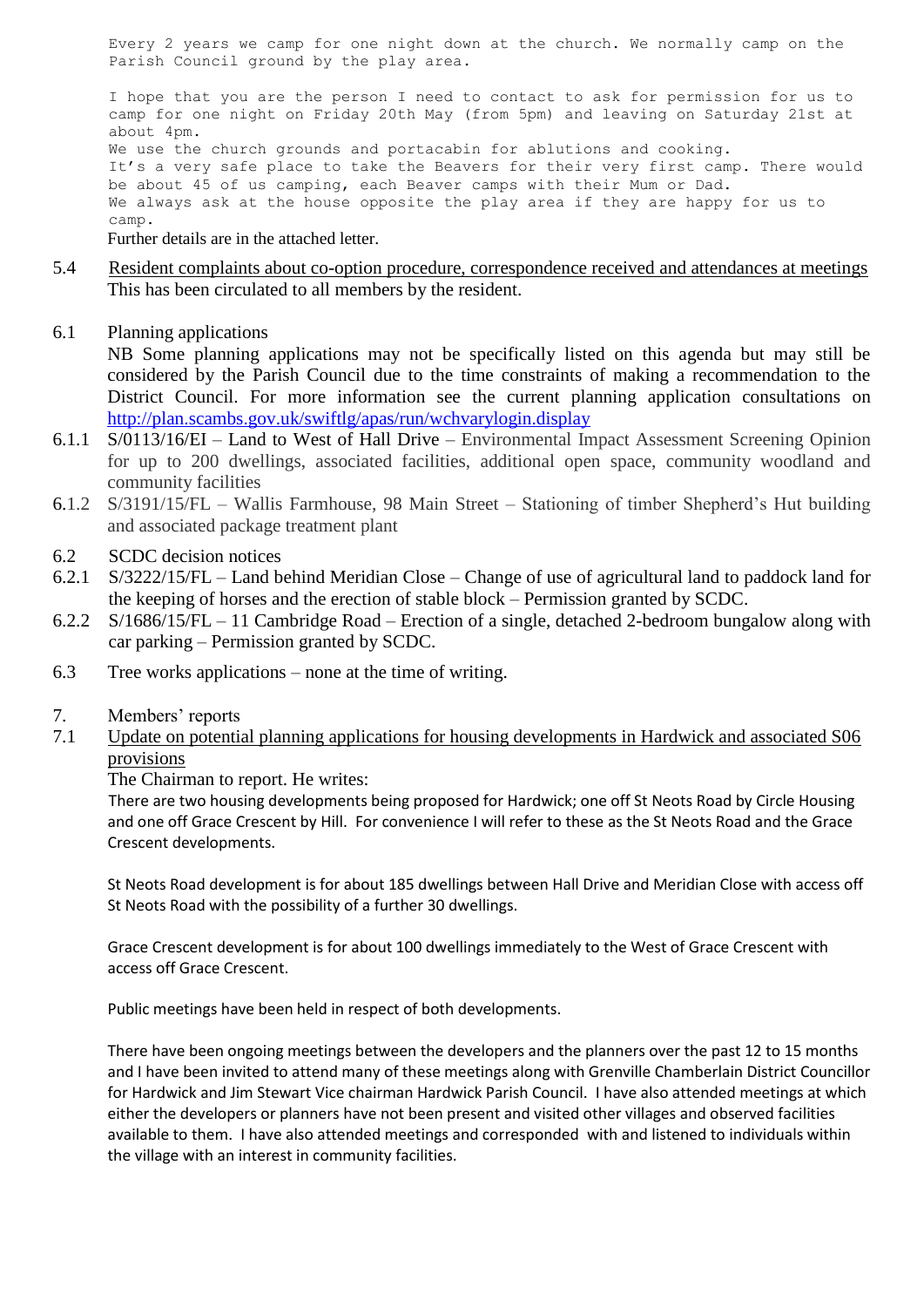Every 2 years we camp for one night down at the church. We normally camp on the Parish Council ground by the play area.

I hope that you are the person I need to contact to ask for permission for us to camp for one night on Friday 20th May (from 5pm) and leaving on Saturday 21st at about 4pm.
We use the church grounds and portacabin for ablutions and cooking.
It's a very safe place to take the Beavers for their very first camp. There would be about 45 of us camping, each Beaver camps with their Mum or Dad.
We always ask at the house opposite the play area if they are happy for us to camp.
Further details are in the attached letter.

5.4 Resident complaints about co-option procedure, correspondence received and attendances at meetings
This has been circulated to all members by the resident.

6.1 Planning applications
NB Some planning applications may not be specifically listed on this agenda but may still be considered by the Parish Council due to the time constraints of making a recommendation to the District Council. For more information see the current planning application consultations on http://plan.scambs.gov.uk/swiftlg/apas/run/wchvarylogin.display

6.1.1 S/0113/16/EI – Land to West of Hall Drive – Environmental Impact Assessment Screening Opinion for up to 200 dwellings, associated facilities, additional open space, community woodland and community facilities

6.1.2 S/3191/15/FL – Wallis Farmhouse, 98 Main Street – Stationing of timber Shepherd's Hut building and associated package treatment plant

6.2 SCDC decision notices

6.2.1 S/3222/15/FL – Land behind Meridian Close – Change of use of agricultural land to paddock land for the keeping of horses and the erection of stable block – Permission granted by SCDC.

6.2.2 S/1686/15/FL – 11 Cambridge Road – Erection of a single, detached 2-bedroom bungalow along with car parking – Permission granted by SCDC.

6.3 Tree works applications – none at the time of writing.

7. Members' reports

7.1 Update on potential planning applications for housing developments in Hardwick and associated S06 provisions
The Chairman to report. He writes:

There are two housing developments being proposed for Hardwick; one off St Neots Road by Circle Housing and one off Grace Crescent by Hill. For convenience I will refer to these as the St Neots Road and the Grace Crescent developments.

St Neots Road development is for about 185 dwellings between Hall Drive and Meridian Close with access off St Neots Road with the possibility of a further 30 dwellings.

Grace Crescent development is for about 100 dwellings immediately to the West of Grace Crescent with access off Grace Crescent.

Public meetings have been held in respect of both developments.

There have been ongoing meetings between the developers and the planners over the past 12 to 15 months and I have been invited to attend many of these meetings along with Grenville Chamberlain District Councillor for Hardwick and Jim Stewart Vice chairman Hardwick Parish Council. I have also attended meetings at which either the developers or planners have not been present and visited other villages and observed facilities available to them. I have also attended meetings and corresponded with and listened to individuals within the village with an interest in community facilities.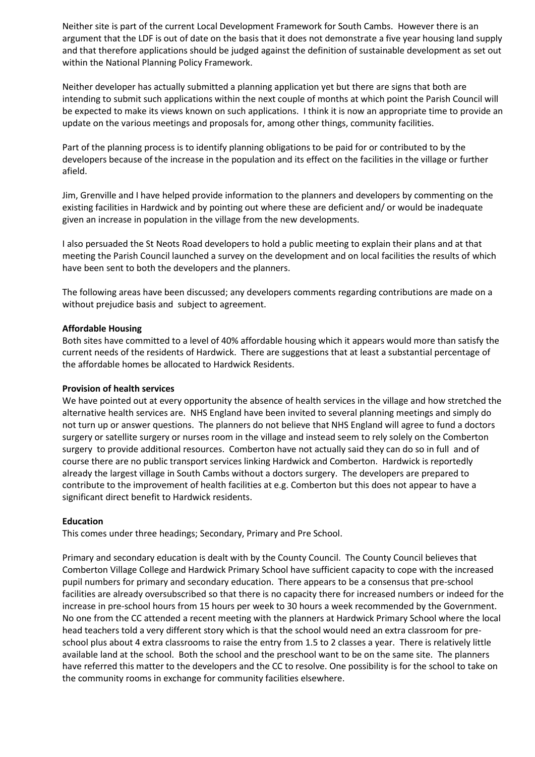Neither site is part of the current Local Development Framework for South Cambs. However there is an argument that the LDF is out of date on the basis that it does not demonstrate a five year housing land supply and that therefore applications should be judged against the definition of sustainable development as set out within the National Planning Policy Framework.

Neither developer has actually submitted a planning application yet but there are signs that both are intending to submit such applications within the next couple of months at which point the Parish Council will be expected to make its views known on such applications. I think it is now an appropriate time to provide an update on the various meetings and proposals for, among other things, community facilities.

Part of the planning process is to identify planning obligations to be paid for or contributed to by the developers because of the increase in the population and its effect on the facilities in the village or further afield.

Jim, Grenville and I have helped provide information to the planners and developers by commenting on the existing facilities in Hardwick and by pointing out where these are deficient and/ or would be inadequate given an increase in population in the village from the new developments.

I also persuaded the St Neots Road developers to hold a public meeting to explain their plans and at that meeting the Parish Council launched a survey on the development and on local facilities the results of which have been sent to both the developers and the planners.

The following areas have been discussed; any developers comments regarding contributions are made on a without prejudice basis and subject to agreement.

**Affordable Housing**
Both sites have committed to a level of 40% affordable housing which it appears would more than satisfy the current needs of the residents of Hardwick. There are suggestions that at least a substantial percentage of the affordable homes be allocated to Hardwick Residents.

**Provision of health services**
We have pointed out at every opportunity the absence of health services in the village and how stretched the alternative health services are. NHS England have been invited to several planning meetings and simply do not turn up or answer questions. The planners do not believe that NHS England will agree to fund a doctors surgery or satellite surgery or nurses room in the village and instead seem to rely solely on the Comberton surgery to provide additional resources. Comberton have not actually said they can do so in full and of course there are no public transport services linking Hardwick and Comberton. Hardwick is reportedly already the largest village in South Cambs without a doctors surgery. The developers are prepared to contribute to the improvement of health facilities at e.g. Comberton but this does not appear to have a significant direct benefit to Hardwick residents.

**Education**
This comes under three headings; Secondary, Primary and Pre School.

Primary and secondary education is dealt with by the County Council. The County Council believes that Comberton Village College and Hardwick Primary School have sufficient capacity to cope with the increased pupil numbers for primary and secondary education. There appears to be a consensus that pre-school facilities are already oversubscribed so that there is no capacity there for increased numbers or indeed for the increase in pre-school hours from 15 hours per week to 30 hours a week recommended by the Government. No one from the CC attended a recent meeting with the planners at Hardwick Primary School where the local head teachers told a very different story which is that the school would need an extra classroom for pre-school plus about 4 extra classrooms to raise the entry from 1.5 to 2 classes a year. There is relatively little available land at the school. Both the school and the preschool want to be on the same site. The planners have referred this matter to the developers and the CC to resolve. One possibility is for the school to take on the community rooms in exchange for community facilities elsewhere.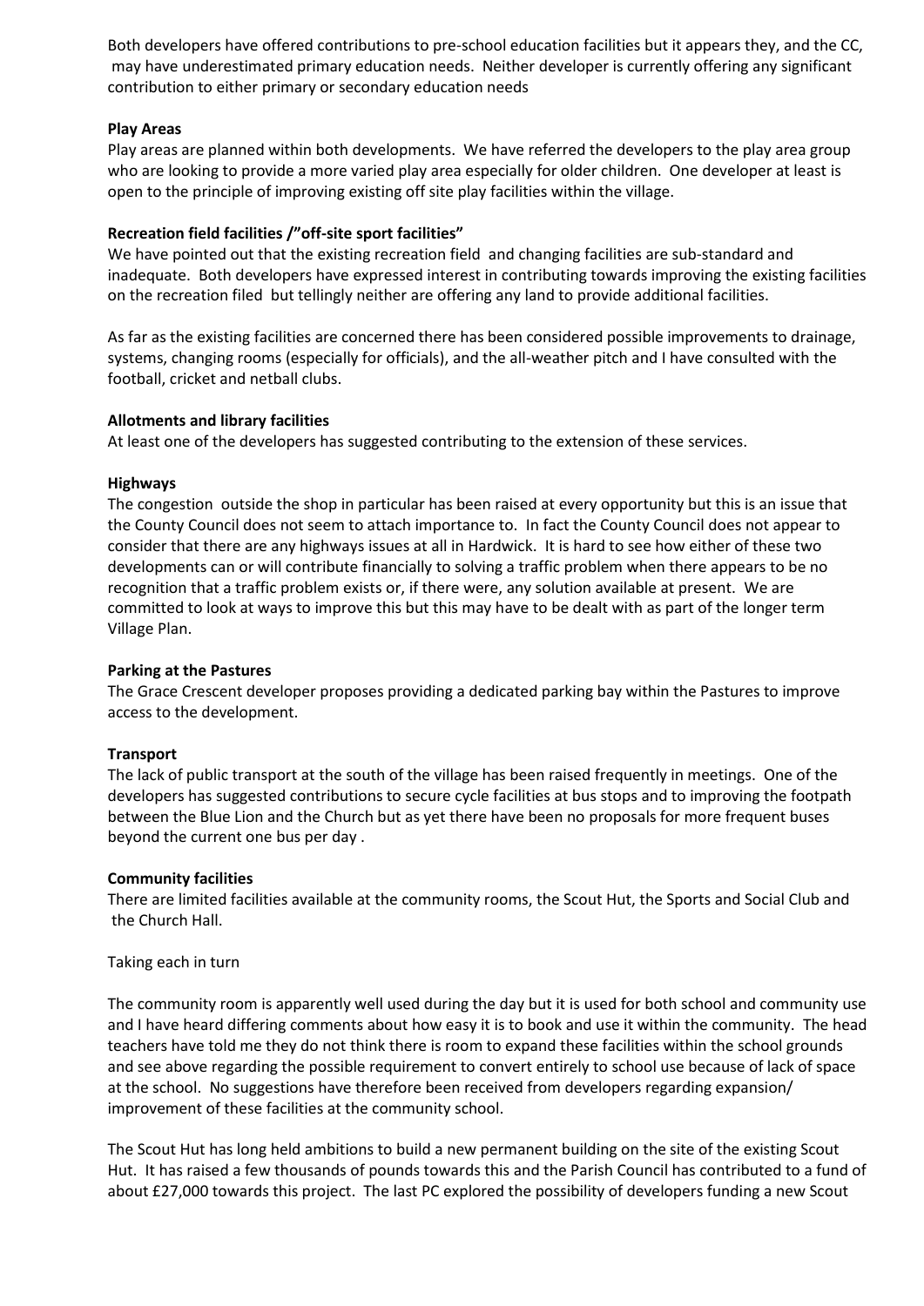Both developers have offered contributions to pre-school education facilities but it appears they, and the CC, may have underestimated primary education needs. Neither developer is currently offering any significant contribution to either primary or secondary education needs

**Play Areas**

Play areas are planned within both developments. We have referred the developers to the play area group who are looking to provide a more varied play area especially for older children. One developer at least is open to the principle of improving existing off site play facilities within the village.

**Recreation field facilities /"off-site sport facilities"**

We have pointed out that the existing recreation field and changing facilities are sub-standard and inadequate. Both developers have expressed interest in contributing towards improving the existing facilities on the recreation filed but tellingly neither are offering any land to provide additional facilities.

As far as the existing facilities are concerned there has been considered possible improvements to drainage, systems, changing rooms (especially for officials), and the all-weather pitch and I have consulted with the football, cricket and netball clubs.

**Allotments and library facilities**

At least one of the developers has suggested contributing to the extension of these services.

**Highways**

The congestion outside the shop in particular has been raised at every opportunity but this is an issue that the County Council does not seem to attach importance to. In fact the County Council does not appear to consider that there are any highways issues at all in Hardwick. It is hard to see how either of these two developments can or will contribute financially to solving a traffic problem when there appears to be no recognition that a traffic problem exists or, if there were, any solution available at present. We are committed to look at ways to improve this but this may have to be dealt with as part of the longer term Village Plan.

**Parking at the Pastures**

The Grace Crescent developer proposes providing a dedicated parking bay within the Pastures to improve access to the development.

**Transport**

The lack of public transport at the south of the village has been raised frequently in meetings. One of the developers has suggested contributions to secure cycle facilities at bus stops and to improving the footpath between the Blue Lion and the Church but as yet there have been no proposals for more frequent buses beyond the current one bus per day .

**Community facilities**

There are limited facilities available at the community rooms, the Scout Hut, the Sports and Social Club and the Church Hall.

Taking each in turn

The community room is apparently well used during the day but it is used for both school and community use and I have heard differing comments about how easy it is to book and use it within the community. The head teachers have told me they do not think there is room to expand these facilities within the school grounds and see above regarding the possible requirement to convert entirely to school use because of lack of space at the school. No suggestions have therefore been received from developers regarding expansion/ improvement of these facilities at the community school.

The Scout Hut has long held ambitions to build a new permanent building on the site of the existing Scout Hut. It has raised a few thousands of pounds towards this and the Parish Council has contributed to a fund of about £27,000 towards this project. The last PC explored the possibility of developers funding a new Scout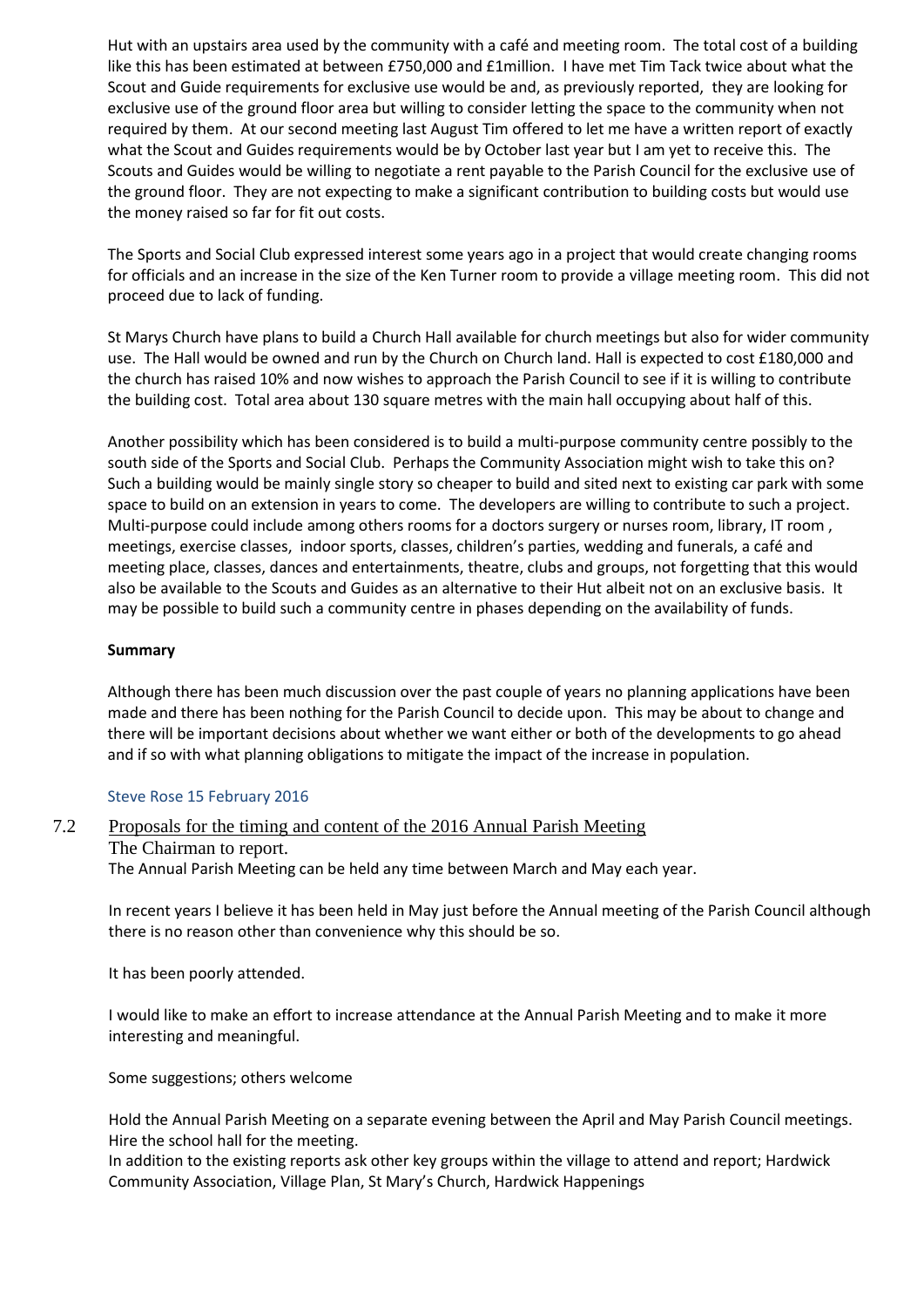Hut with an upstairs area used by the community with a café and meeting room. The total cost of a building like this has been estimated at between £750,000 and £1million. I have met Tim Tack twice about what the Scout and Guide requirements for exclusive use would be and, as previously reported, they are looking for exclusive use of the ground floor area but willing to consider letting the space to the community when not required by them. At our second meeting last August Tim offered to let me have a written report of exactly what the Scout and Guides requirements would be by October last year but I am yet to receive this. The Scouts and Guides would be willing to negotiate a rent payable to the Parish Council for the exclusive use of the ground floor. They are not expecting to make a significant contribution to building costs but would use the money raised so far for fit out costs.

The Sports and Social Club expressed interest some years ago in a project that would create changing rooms for officials and an increase in the size of the Ken Turner room to provide a village meeting room. This did not proceed due to lack of funding.

St Marys Church have plans to build a Church Hall available for church meetings but also for wider community use. The Hall would be owned and run by the Church on Church land. Hall is expected to cost £180,000 and the church has raised 10% and now wishes to approach the Parish Council to see if it is willing to contribute the building cost. Total area about 130 square metres with the main hall occupying about half of this.

Another possibility which has been considered is to build a multi-purpose community centre possibly to the south side of the Sports and Social Club. Perhaps the Community Association might wish to take this on? Such a building would be mainly single story so cheaper to build and sited next to existing car park with some space to build on an extension in years to come. The developers are willing to contribute to such a project. Multi-purpose could include among others rooms for a doctors surgery or nurses room, library, IT room , meetings, exercise classes, indoor sports, classes, children's parties, wedding and funerals, a café and meeting place, classes, dances and entertainments, theatre, clubs and groups, not forgetting that this would also be available to the Scouts and Guides as an alternative to their Hut albeit not on an exclusive basis. It may be possible to build such a community centre in phases depending on the availability of funds.

**Summary**

Although there has been much discussion over the past couple of years no planning applications have been made and there has been nothing for the Parish Council to decide upon. This may be about to change and there will be important decisions about whether we want either or both of the developments to go ahead and if so with what planning obligations to mitigate the impact of the increase in population.

Steve Rose 15 February 2016

7.2 Proposals for the timing and content of the 2016 Annual Parish Meeting

The Chairman to report.

The Annual Parish Meeting can be held any time between March and May each year.

In recent years I believe it has been held in May just before the Annual meeting of the Parish Council although there is no reason other than convenience why this should be so.

It has been poorly attended.

I would like to make an effort to increase attendance at the Annual Parish Meeting and to make it more interesting and meaningful.

Some suggestions; others welcome

Hold the Annual Parish Meeting on a separate evening between the April and May Parish Council meetings.
Hire the school hall for the meeting.
In addition to the existing reports ask other key groups within the village to attend and report; Hardwick Community Association, Village Plan, St Mary's Church, Hardwick Happenings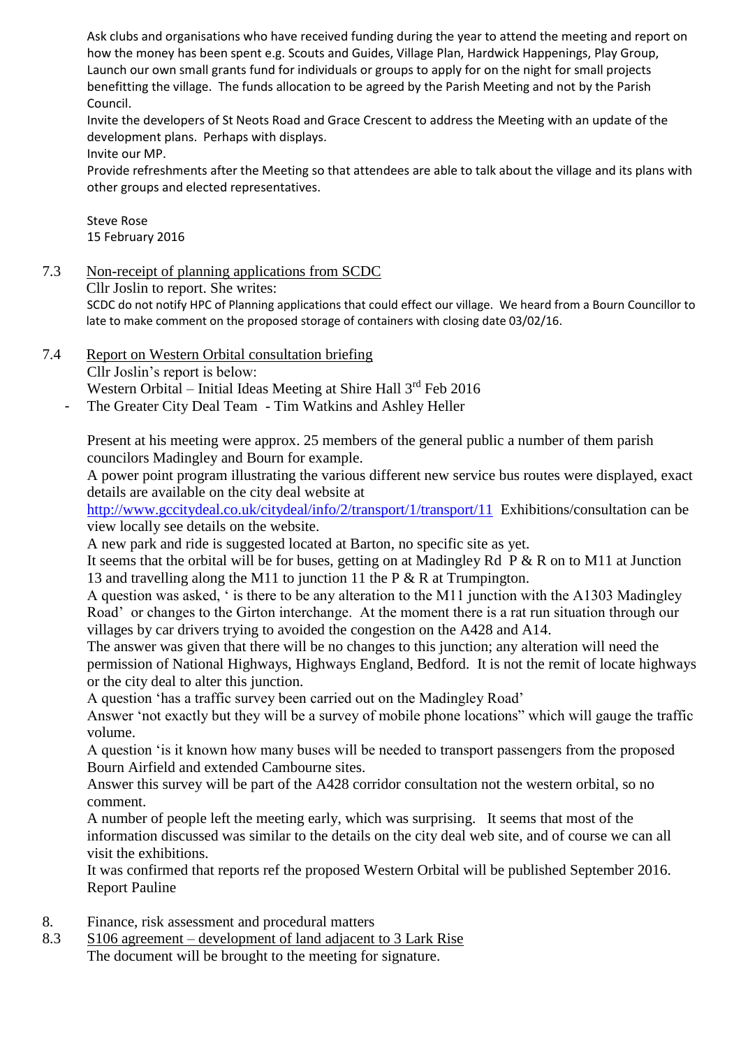Ask clubs and organisations who have received funding during the year to attend the meeting and report on how the money has been spent e.g. Scouts and Guides, Village Plan, Hardwick Happenings, Play Group, Launch our own small grants fund for individuals or groups to apply for on the night for small projects benefitting the village. The funds allocation to be agreed by the Parish Meeting and not by the Parish Council.

Invite the developers of St Neots Road and Grace Crescent to address the Meeting with an update of the development plans. Perhaps with displays.

Invite our MP.

Provide refreshments after the Meeting so that attendees are able to talk about the village and its plans with other groups and elected representatives.

Steve Rose
15 February 2016

7.3 Non-receipt of planning applications from SCDC

Cllr Joslin to report. She writes:

SCDC do not notify HPC of Planning applications that could effect our village. We heard from a Bourn Councillor to late to make comment on the proposed storage of containers with closing date 03/02/16.

7.4 Report on Western Orbital consultation briefing

Cllr Joslin's report is below:

Western Orbital – Initial Ideas Meeting at Shire Hall 3rd Feb 2016

- The Greater City Deal Team - Tim Watkins and Ashley Heller

Present at his meeting were approx. 25 members of the general public a number of them parish councilors Madingley and Bourn for example.

A power point program illustrating the various different new service bus routes were displayed, exact details are available on the city deal website at http://www.gccitydeal.co.uk/citydeal/info/2/transport/1/transport/11 Exhibitions/consultation can be view locally see details on the website.

A new park and ride is suggested located at Barton, no specific site as yet.

It seems that the orbital will be for buses, getting on at Madingley Rd P & R on to M11 at Junction 13 and travelling along the M11 to junction 11 the P & R at Trumpington.

A question was asked, ' is there to be any alteration to the M11 junction with the A1303 Madingley Road' or changes to the Girton interchange. At the moment there is a rat run situation through our villages by car drivers trying to avoided the congestion on the A428 and A14.

The answer was given that there will be no changes to this junction; any alteration will need the permission of National Highways, Highways England, Bedford. It is not the remit of locate highways or the city deal to alter this junction.

A question 'has a traffic survey been carried out on the Madingley Road'

Answer 'not exactly but they will be a survey of mobile phone locations" which will gauge the traffic volume.

A question 'is it known how many buses will be needed to transport passengers from the proposed Bourn Airfield and extended Cambourne sites.

Answer this survey will be part of the A428 corridor consultation not the western orbital, so no comment.

A number of people left the meeting early, which was surprising. It seems that most of the information discussed was similar to the details on the city deal web site, and of course we can all visit the exhibitions.

It was confirmed that reports ref the proposed Western Orbital will be published September 2016.

Report Pauline

8. Finance, risk assessment and procedural matters

8.3 S106 agreement – development of land adjacent to 3 Lark Rise

The document will be brought to the meeting for signature.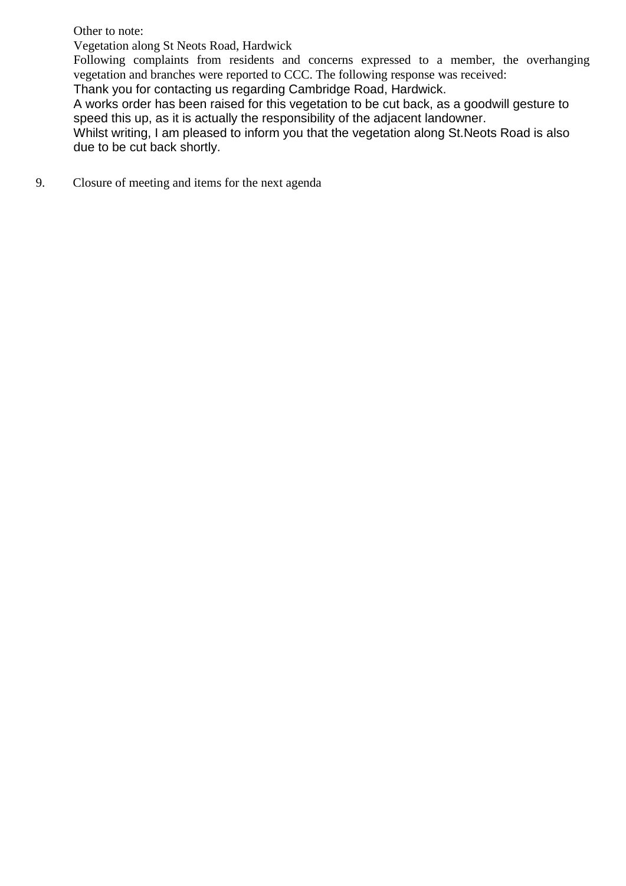Other to note:

Vegetation along St Neots Road, Hardwick

Following complaints from residents and concerns expressed to a member, the overhanging vegetation and branches were reported to CCC. The following response was received:

Thank you for contacting us regarding Cambridge Road, Hardwick.

A works order has been raised for this vegetation to be cut back, as a goodwill gesture to speed this up, as it is actually the responsibility of the adjacent landowner.

Whilst writing, I am pleased to inform you that the vegetation along St.Neots Road is also due to be cut back shortly.

9. Closure of meeting and items for the next agenda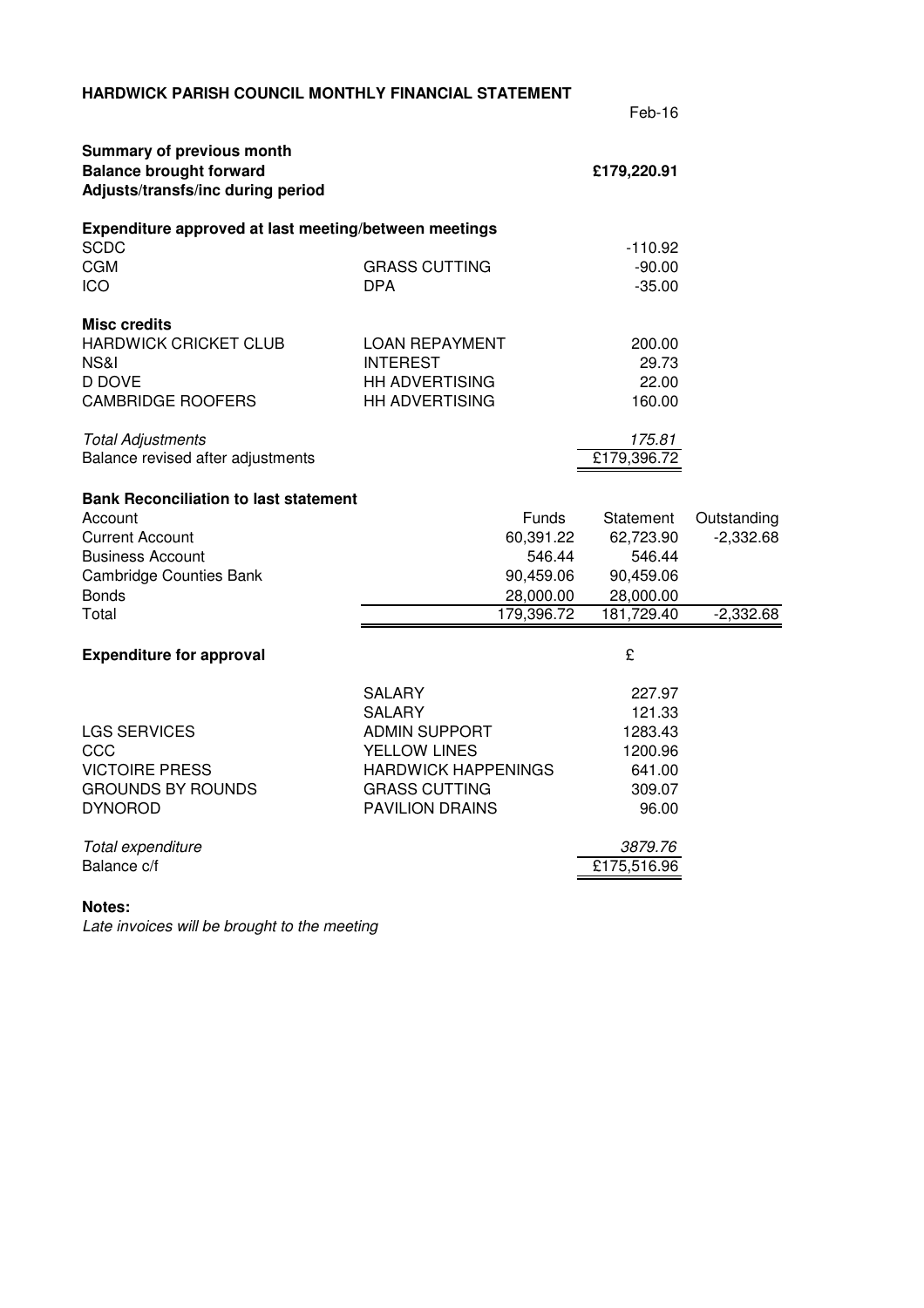# HARDWICK PARISH COUNCIL MONTHLY FINANCIAL STATEMENT

Feb-16

| | | | | |
|---|---|---|---|---|
| **Summary of previous month** | | | | |
| **Balance brought forward** | | | **£179,220.91** | |
| **Adjusts/transfs/inc during period** | | | | |
| | | | | |
| **Expenditure approved at last meeting/between meetings** | | | | |
| SCDC | | | -110.92 | |
| CGM | GRASS CUTTING | | -90.00 | |
| ICO | DPA | | -35.00 | |
| | | | | |
| **Misc credits** | | | | |
| HARDWICK CRICKET CLUB | LOAN REPAYMENT | | 200.00 | |
| NS&I | INTEREST | | 29.73 | |
| D DOVE | HH ADVERTISING | | 22.00 | |
| CAMBRIDGE ROOFERS | HH ADVERTISING | | 160.00 | |
| | | | | |
| *Total Adjustments* | | | *175.81* | |
| Balance revised after adjustments | | | £179,396.72 | |

**Bank Reconciliation to last statement**

| Account | Funds | Statement | Outstanding |
|---|---|---|---|
| Current Account | 60,391.22 | 62,723.90 | -2,332.68 |
| Business Account | 546.44 | 546.44 | |
| Cambridge Counties Bank | 90,459.06 | 90,459.06 | |
| Bonds | 28,000.00 | 28,000.00 | |
| Total | 179,396.72 | 181,729.40 | -2,332.68 |

**Expenditure for approval**

| | | £ |
|---|---|---|
| | SALARY | 227.97 |
| | SALARY | 121.33 |
| LGS SERVICES | ADMIN SUPPORT | 1283.43 |
| CCC | YELLOW LINES | 1200.96 |
| VICTOIRE PRESS | HARDWICK HAPPENINGS | 641.00 |
| GROUNDS BY ROUNDS | GRASS CUTTING | 309.07 |
| DYNOROD | PAVILION DRAINS | 96.00 |
| | | |
| *Total expenditure* | | *3879.76* |
| Balance c/f | | £175,516.96 |

**Notes:**

*Late invoices will be brought to the meeting*